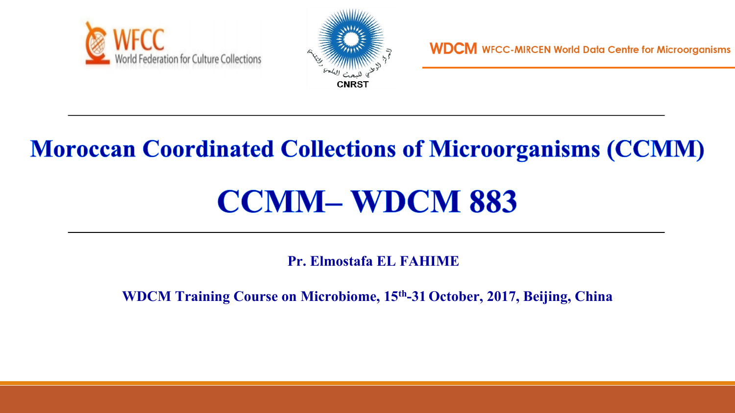WFCC World Federation for Culture Collections

CNRST

WDCM WFCC-MIRCEN World Data Centre for Microorganisms

# Moroccan Coordinated Collections of Microorganisms (CCMM)

# CCMM– WDCM 883

**Pr. Elmostafa EL FAHIME**

**WDCM Training Course on Microbiome, 15th-31 October, 2017, Beijing, China**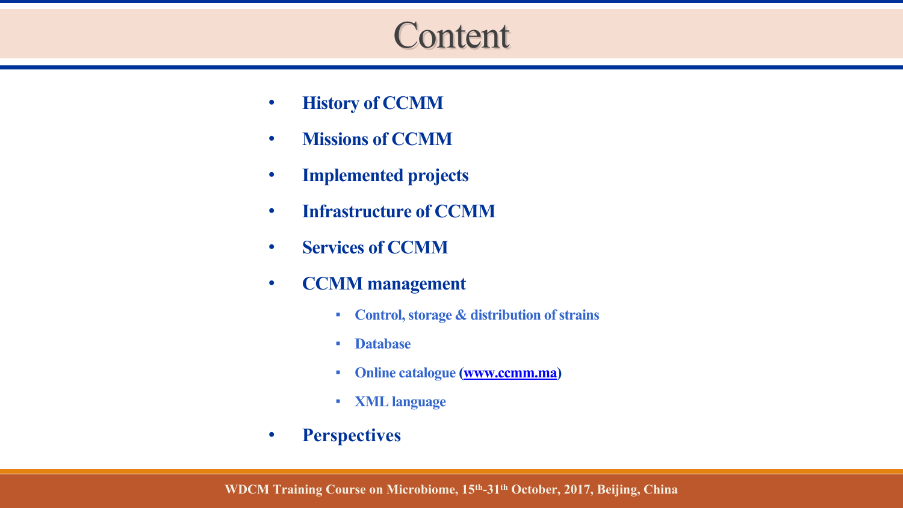# Content

- **History of CCMM**
- **Missions of CCMM**
- **Implemented projects**
- **Infrastructure of CCMM**
- **Services of CCMM**
- **CCMM management**
  - **Control, storage & distribution of strains**
  - **Database**
  - **Online catalogue (www.ccmm.ma)**
  - **XML language**
- **Perspectives**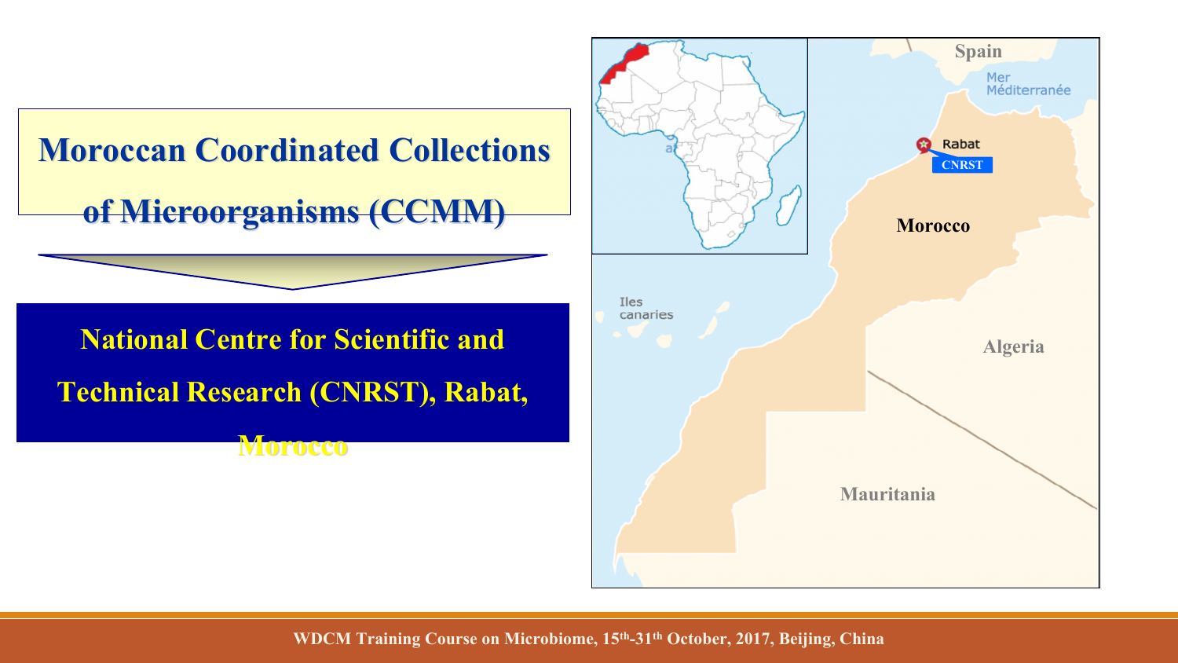# Moroccan Coordinated Collections of Microorganisms (CCMM)

**National Centre for Scientific and Technical Research (CNRST), Rabat, Morocco**

Spain

Mer Méditerranée

Rabat

CNRST

Morocco

Iles canaries

Algeria

Mauritania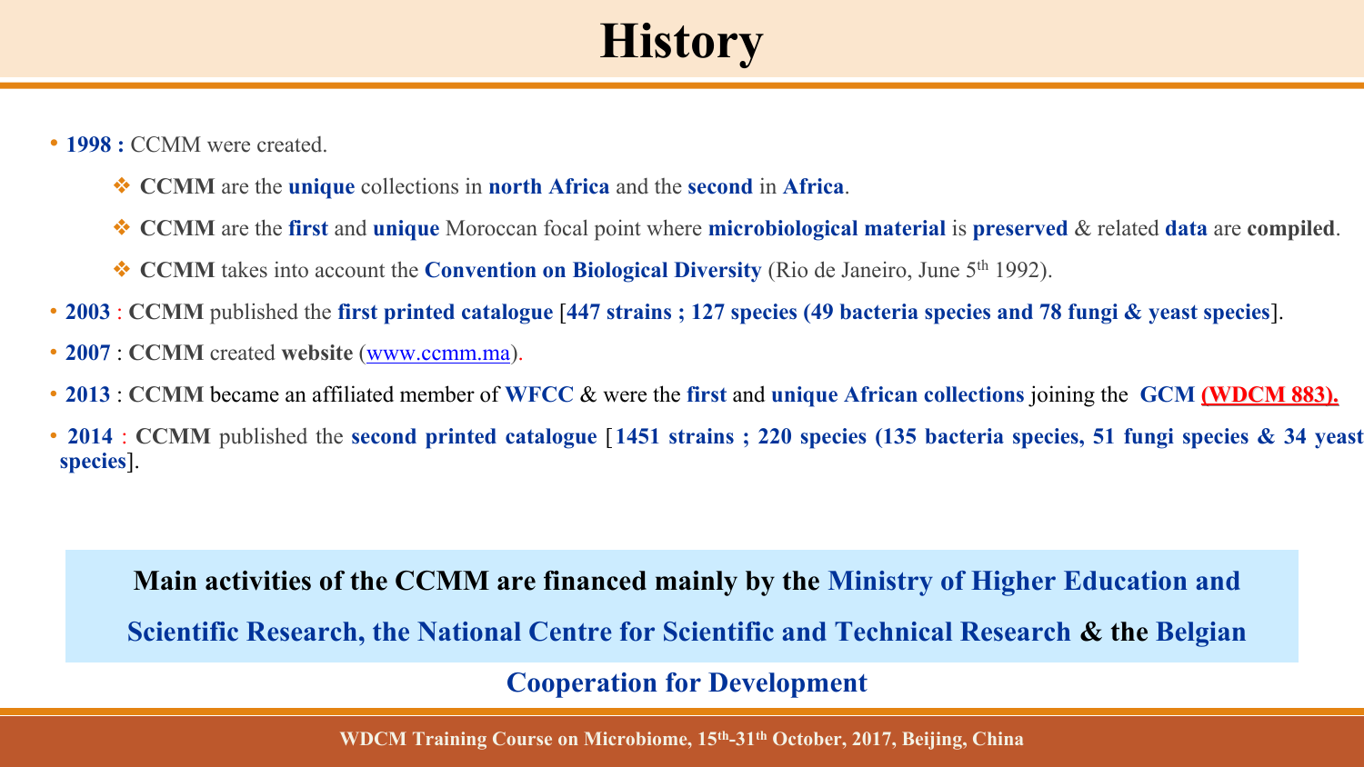# History

- **1998 :** CCMM were created.
  - **CCMM** are the **unique** collections in **north Africa** and the **second** in **Africa**.
  - **CCMM** are the **first** and **unique** Moroccan focal point where **microbiological material** is **preserved** & related **data** are **compiled**.
  - **CCMM** takes into account the **Convention on Biological Diversity** (Rio de Janeiro, June 5th 1992).
- **2003** : **CCMM** published the **first printed catalogue** [**447 strains ; 127 species (49 bacteria species and 78 fungi & yeast species**].
- **2007** : **CCMM** created **website** (www.ccmm.ma).
- **2013** : **CCMM** became an affiliated member of **WFCC** & were the **first** and **unique African collections** joining the **GCM** **(WDCM 883).**
- **2014** : **CCMM** published the **second printed catalogue** [**1451 strains ; 220 species (135 bacteria species, 51 fungi species & 34 yeast species**].

**Main activities of the CCMM are financed mainly by the Ministry of Higher Education and Scientific Research, the National Centre for Scientific and Technical Research & the Belgian Cooperation for Development**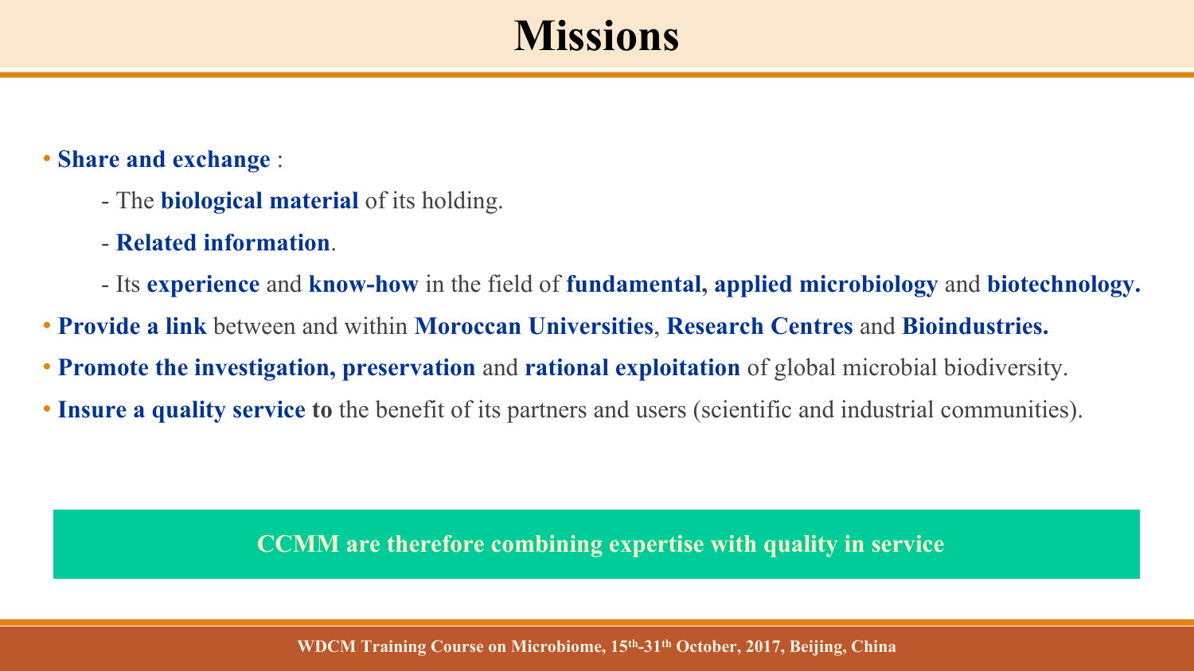# Missions

- **Share and exchange** :
  - The **biological material** of its holding.
  - **Related information**.
  - Its **experience** and **know-how** in the field of **fundamental, applied microbiology** and **biotechnology.**
- **Provide a link** between and within **Moroccan Universities**, **Research Centres** and **Bioindustries.**
- **Promote the investigation, preservation** and **rational exploitation** of global microbial biodiversity.
- **Insure a quality service to** the benefit of its partners and users (scientific and industrial communities).

**CCMM are therefore combining expertise with quality in service**